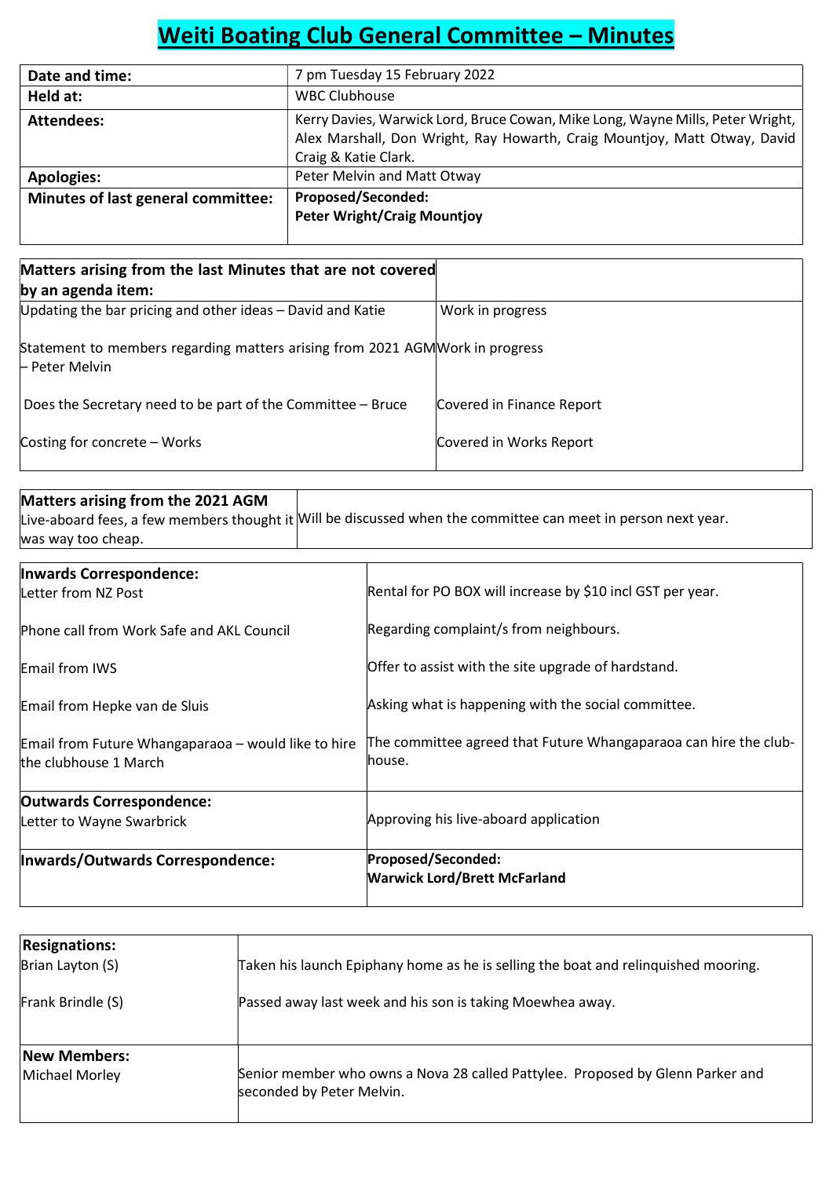# Weiti Boating Club General Committee – Minutes

| | |
|---|---|
| **Date and time:** | 7 pm Tuesday 15 February 2022 |
| **Held at:** | WBC Clubhouse |
| **Attendees:** | Kerry Davies, Warwick Lord, Bruce Cowan, Mike Long, Wayne Mills, Peter Wright, Alex Marshall, Don Wright, Ray Howarth, Craig Mountjoy, Matt Otway, David Craig & Katie Clark. |
| **Apologies:** | Peter Melvin and Matt Otway |
| **Minutes of last general committee:** | **Proposed/Seconded:**<br>**Peter Wright/Craig Mountjoy** |

| **Matters arising from the last Minutes that are not covered by an agenda item:** | |
|---|---|
| Updating the bar pricing and other ideas – David and Katie | Work in progress |
| Statement to members regarding matters arising from 2021 AGM – Peter Melvin | Work in progress |
| Does the Secretary need to be part of the Committee – Bruce | Covered in Finance Report |
| Costing for concrete – Works | Covered in Works Report |

| **Matters arising from the 2021 AGM** | |
|---|---|
| Live-aboard fees, a few members thought it was way too cheap. | Will be discussed when the committee can meet in person next year. |

| **Inwards Correspondence:** | |
|---|---|
| Letter from NZ Post | Rental for PO BOX will increase by $10 incl GST per year. |
| Phone call from Work Safe and AKL Council | Regarding complaint/s from neighbours. |
| Email from IWS | Offer to assist with the site upgrade of hardstand. |
| Email from Hepke van de Sluis | Asking what is happening with the social committee. |
| Email from Future Whangaparaoa – would like to hire the clubhouse 1 March | The committee agreed that Future Whangaparaoa can hire the club-house. |
| **Outwards Correspondence:** | |
| Letter to Wayne Swarbrick | Approving his live-aboard application |
| **Inwards/Outwards Correspondence:** | **Proposed/Seconded:**<br>**Warwick Lord/Brett McFarland** |

| **Resignations:** | |
|---|---|
| Brian Layton (S) | Taken his launch Epiphany home as he is selling the boat and relinquished mooring. |
| Frank Brindle (S) | Passed away last week and his son is taking Moewhea away. |
| **New Members:** | |
| Michael Morley | Senior member who owns a Nova 28 called Pattylee. Proposed by Glenn Parker and seconded by Peter Melvin. |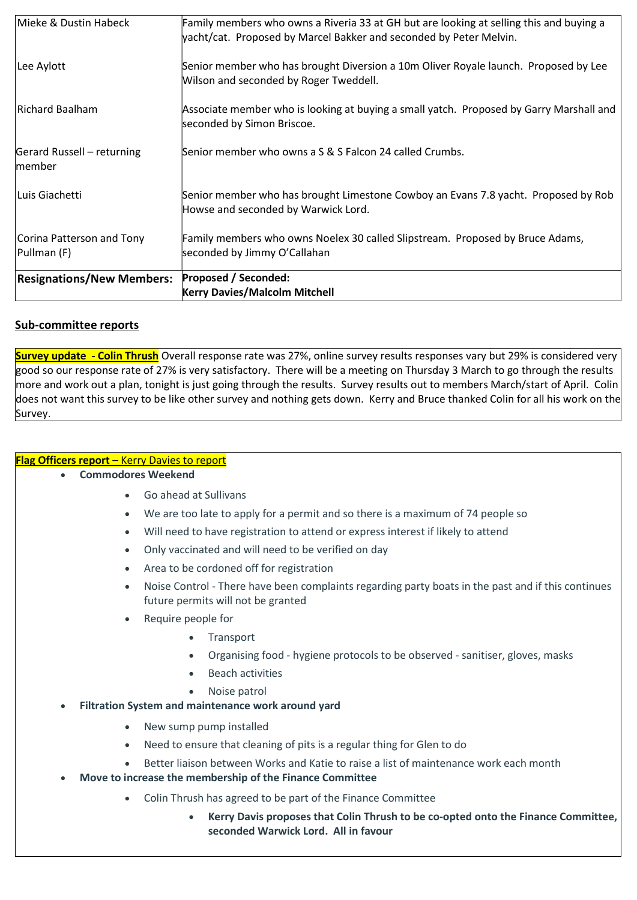| | |
|---|---|
| Mieke & Dustin Habeck | Family members who owns a Riveria 33 at GH but are looking at selling this and buying a yacht/cat. Proposed by Marcel Bakker and seconded by Peter Melvin. |
| Lee Aylott | Senior member who has brought Diversion a 10m Oliver Royale launch. Proposed by Lee Wilson and seconded by Roger Tweddell. |
| Richard Baalham | Associate member who is looking at buying a small yatch. Proposed by Garry Marshall and seconded by Simon Briscoe. |
| Gerard Russell – returning member | Senior member who owns a S & S Falcon 24 called Crumbs. |
| Luis Giachetti | Senior member who has brought Limestone Cowboy an Evans 7.8 yacht. Proposed by Rob Howse and seconded by Warwick Lord. |
| Corina Patterson and Tony Pullman (F) | Family members who owns Noelex 30 called Slipstream. Proposed by Bruce Adams, seconded by Jimmy O'Callahan |
| **Resignations/New Members:** | **Proposed / Seconded:** **Kerry Davies/Malcolm Mitchell** |

## Sub-committee reports

**Survey update - Colin Thrush** Overall response rate was 27%, online survey results responses vary but 29% is considered very good so our response rate of 27% is very satisfactory. There will be a meeting on Thursday 3 March to go through the results more and work out a plan, tonight is just going through the results. Survey results out to members March/start of April. Colin does not want this survey to be like other survey and nothing gets down. Kerry and Bruce thanked Colin for all his work on the Survey.

**Flag Officers report** – Kerry Davies to report

- **Commodores Weekend**
  - Go ahead at Sullivans
  - We are too late to apply for a permit and so there is a maximum of 74 people so
  - Will need to have registration to attend or express interest if likely to attend
  - Only vaccinated and will need to be verified on day
  - Area to be cordoned off for registration
  - Noise Control - There have been complaints regarding party boats in the past and if this continues future permits will not be granted
  - Require people for
    - Transport
    - Organising food - hygiene protocols to be observed - sanitiser, gloves, masks
    - Beach activities
    - Noise patrol
- **Filtration System and maintenance work around yard**
  - New sump pump installed
  - Need to ensure that cleaning of pits is a regular thing for Glen to do
  - Better liaison between Works and Katie to raise a list of maintenance work each month
- **Move to increase the membership of the Finance Committee**
  - Colin Thrush has agreed to be part of the Finance Committee
    - **Kerry Davis proposes that Colin Thrush to be co-opted onto the Finance Committee, seconded Warwick Lord. All in favour**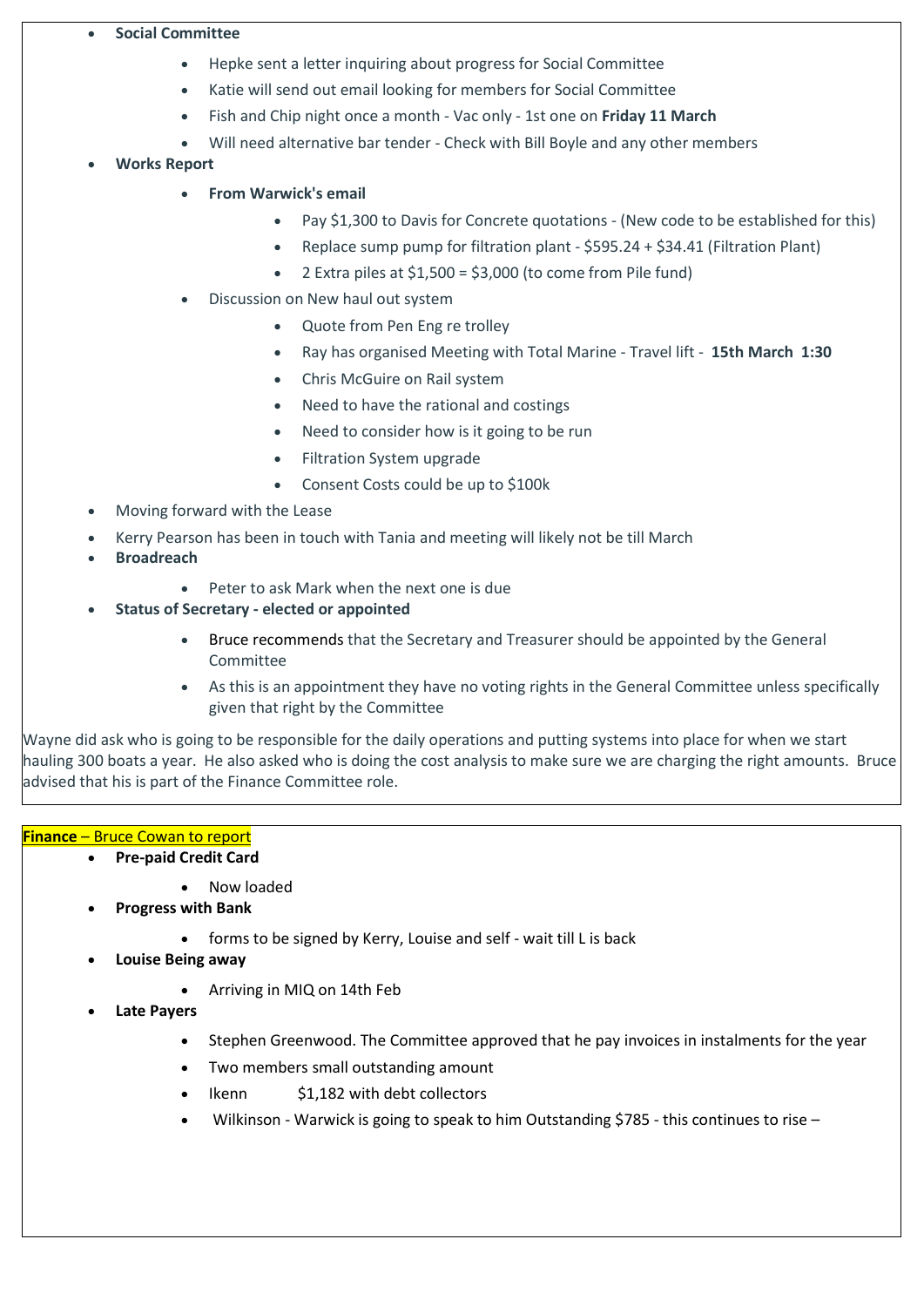- **Social Committee**
    - Hepke sent a letter inquiring about progress for Social Committee
    - Katie will send out email looking for members for Social Committee
    - Fish and Chip night once a month - Vac only - 1st one on **Friday 11 March**
    - Will need alternative bar tender - Check with Bill Boyle and any other members
- **Works Report**
    - **From Warwick's email**
        - Pay $1,300 to Davis for Concrete quotations - (New code to be established for this)
        - Replace sump pump for filtration plant - $595.24 + $34.41 (Filtration Plant)
        - 2 Extra piles at $1,500 = $3,000 (to come from Pile fund)
    - Discussion on New haul out system
        - Quote from Pen Eng re trolley
        - Ray has organised Meeting with Total Marine - Travel lift - **15th March 1:30**
        - Chris McGuire on Rail system
        - Need to have the rational and costings
        - Need to consider how is it going to be run
        - Filtration System upgrade
        - Consent Costs could be up to $100k
- Moving forward with the Lease
- Kerry Pearson has been in touch with Tania and meeting will likely not be till March
- **Broadreach**
    - Peter to ask Mark when the next one is due
- **Status of Secretary - elected or appointed**
    - Bruce recommends that the Secretary and Treasurer should be appointed by the General Committee
    - As this is an appointment they have no voting rights in the General Committee unless specifically given that right by the Committee

Wayne did ask who is going to be responsible for the daily operations and putting systems into place for when we start hauling 300 boats a year. He also asked who is doing the cost analysis to make sure we are charging the right amounts. Bruce advised that his is part of the Finance Committee role.

**Finance** – Bruce Cowan to report

- **Pre-paid Credit Card**
    - Now loaded
- **Progress with Bank**
    - forms to be signed by Kerry, Louise and self - wait till L is back
- **Louise Being away**
    - Arriving in MIQ on 14th Feb
- **Late Payers**
    - Stephen Greenwood. The Committee approved that he pay invoices in instalments for the year
    - Two members small outstanding amount
    - Ikenn $1,182 with debt collectors
    - Wilkinson - Warwick is going to speak to him Outstanding $785 - this continues to rise –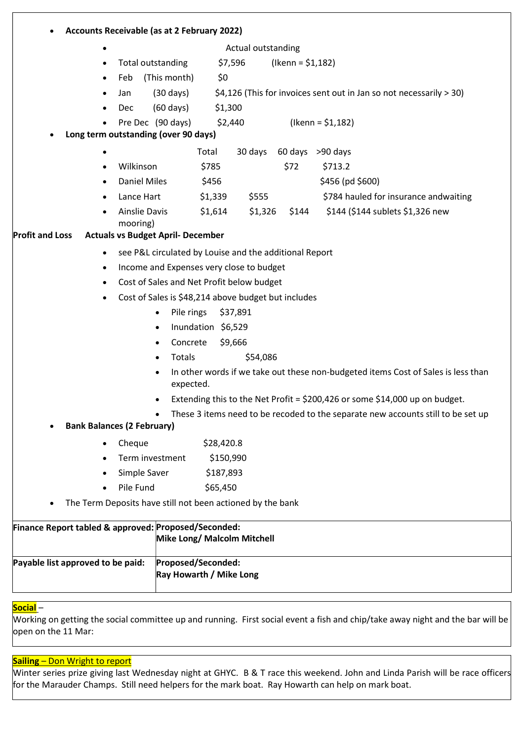- **Accounts Receivable (as at 2 February 2022)**

| | Actual outstanding | |
|---|---|---|
| Total outstanding | $7,596 | (Ikenn = $1,182) |
| Feb (This month) | $0 | |
| Jan (30 days) | $4,126 (This for invoices sent out in Jan so not necessarily > 30) | |
| Dec (60 days) | $1,300 | |
| Pre Dec (90 days) | $2,440 | (Ikenn = $1,182) |

- **Long term outstanding (over 90 days)**

| | Total | 30 days | 60 days | >90 days |
|---|---|---|---|---|
| Wilkinson | $785 | | $72 | $713.2 |
| Daniel Miles | $456 | | | $456 (pd $600) |
| Lance Hart | $1,339 | $555 | | $784 hauled for insurance andwaiting |
| Ainslie Davis mooring) | $1,614 | $1,326 | $144 | $144 ($144 sublets $1,326 new |

**Profit and Loss** **Actuals vs Budget April- December**

- see P&L circulated by Louise and the additional Report
- Income and Expenses very close to budget
- Cost of Sales and Net Profit below budget
- Cost of Sales is $48,214 above budget but includes
  - Pile rings $37,891
  - Inundation $6,529
  - Concrete $9,666
  - Totals $54,086
  - In other words if we take out these non-budgeted items Cost of Sales is less than expected.
  - Extending this to the Net Profit = $200,426 or some $14,000 up on budget.
  - These 3 items need to be recoded to the separate new accounts still to be set up

- **Bank Balances (2 February)**
  - Cheque $28,420.8
  - Term investment $150,990
  - Simple Saver $187,893
  - Pile Fund $65,450
- The Term Deposits have still not been actioned by the bank

| | |
|---|---|
| **Finance Report tabled & approved:** | **Proposed/Seconded:** **Mike Long/ Malcolm Mitchell** |
| **Payable list approved to be paid:** | **Proposed/Seconded:** **Ray Howarth / Mike Long** |

**Social** –
Working on getting the social committee up and running. First social event a fish and chip/take away night and the bar will be open on the 11 Mar:

**Sailing – Don Wright to report**
Winter series prize giving last Wednesday night at GHYC. B & T race this weekend. John and Linda Parish will be race officers for the Marauder Champs. Still need helpers for the mark boat. Ray Howarth can help on mark boat.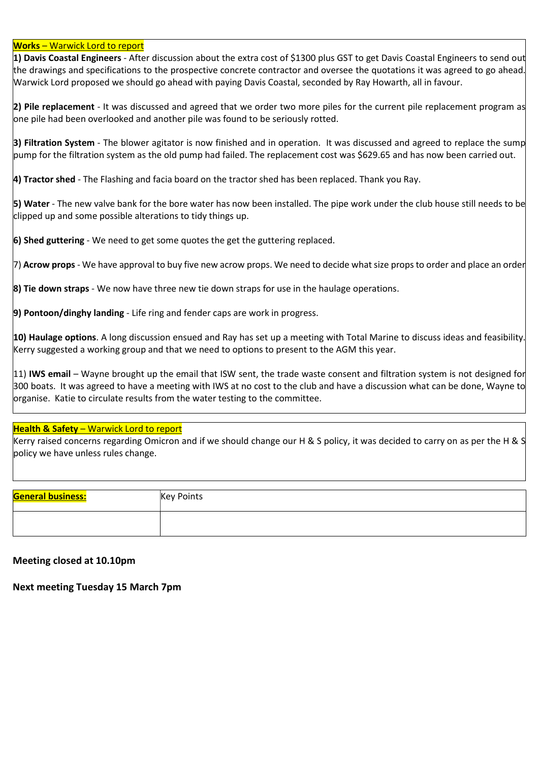**Works** – Warwick Lord to report

**1) Davis Coastal Engineers** - After discussion about the extra cost of $1300 plus GST to get Davis Coastal Engineers to send out the drawings and specifications to the prospective concrete contractor and oversee the quotations it was agreed to go ahead. Warwick Lord proposed we should go ahead with paying Davis Coastal, seconded by Ray Howarth, all in favour.

**2) Pile replacement** - It was discussed and agreed that we order two more piles for the current pile replacement program as one pile had been overlooked and another pile was found to be seriously rotted.

**3) Filtration System** - The blower agitator is now finished and in operation. It was discussed and agreed to replace the sump pump for the filtration system as the old pump had failed. The replacement cost was $629.65 and has now been carried out.

**4) Tractor shed** - The Flashing and facia board on the tractor shed has been replaced. Thank you Ray.

**5) Water** - The new valve bank for the bore water has now been installed. The pipe work under the club house still needs to be clipped up and some possible alterations to tidy things up.

**6) Shed guttering** - We need to get some quotes the get the guttering replaced.

7) **Acrow props** - We have approval to buy five new acrow props. We need to decide what size props to order and place an order

**8) Tie down straps** - We now have three new tie down straps for use in the haulage operations.

**9) Pontoon/dinghy landing** - Life ring and fender caps are work in progress.

**10) Haulage options**. A long discussion ensued and Ray has set up a meeting with Total Marine to discuss ideas and feasibility. Kerry suggested a working group and that we need to options to present to the AGM this year.

11) **IWS email** – Wayne brought up the email that ISW sent, the trade waste consent and filtration system is not designed for 300 boats. It was agreed to have a meeting with IWS at no cost to the club and have a discussion what can be done, Wayne to organise. Katie to circulate results from the water testing to the committee.

**Health & Safety** – Warwick Lord to report

Kerry raised concerns regarding Omicron and if we should change our H & S policy, it was decided to carry on as per the H & S policy we have unless rules change.

| **General business:** | Key Points |
|---|---|
| | |

**Meeting closed at 10.10pm**

**Next meeting Tuesday 15 March 7pm**